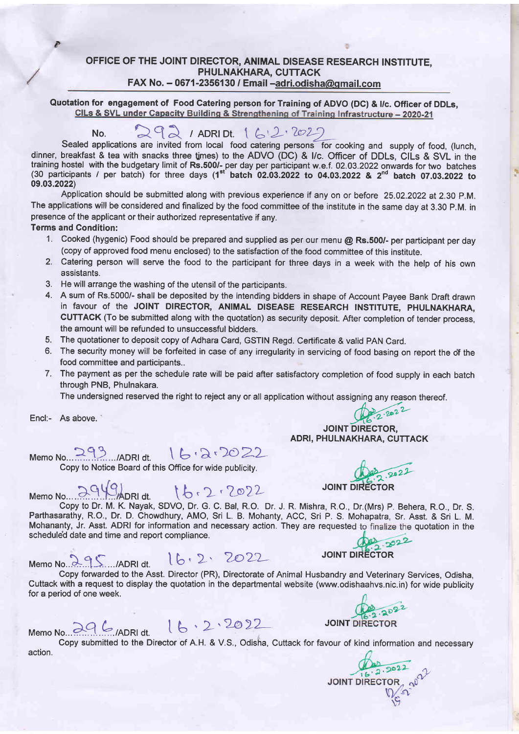# OFFICE OF THE JOINT DIRECTOR, ANIMAL DISEASE RESEARCH INSTITUTE, PHULNAKHARA, CUTTACK

**FAX No. – 0671-2356130 / Email –adri.odisha@gmail.com**

**Quotation for engagement of Food Catering person for Training of ADVO (DC) & I/c. Officer of DDLs, CILs & SVL under Capacity Building & Strengthening of Training Infrastructure – 2020-21**

No. 292 / ADRI Dt. 16.2.2022

Sealed applications are invited from local food catering persons for cooking and supply of food, (lunch, dinner, breakfast & tea with snacks three times) to the ADVO (DC) & I/c. Officer of DDLs, CILs & SVL in the training hostel with the budgetary limit of **Rs.500/-** per day per participant w.e.f. 02.03.2022 onwards for two batches (30 participants / per batch) for three days (**1st batch 02.03.2022 to 04.03.2022 & 2nd batch 07.03.2022 to 09.03.2022**)

Application should be submitted along with previous experience if any on or before 25.02.2022 at 2.30 P.M. The applications will be considered and finalized by the food committee of the institute in the same day at 3.30 P.M. in presence of the applicant or their authorized representative if any.

**Terms and Condition:**

1. Cooked (hygenic) Food should be prepared and supplied as per our menu **@ Rs.500/-** per participant per day (copy of approved food menu enclosed) to the satisfaction of the food committee of this institute.
2. Catering person will serve the food to the participant for three days in a week with the help of his own assistants.
3. He will arrange the washing of the utensil of the participants.
4. A sum of Rs.5000/- shall be deposited by the intending bidders in shape of Account Payee Bank Draft drawn in favour of the **JOINT DIRECTOR, ANIMAL DISEASE RESEARCH INSTITUTE, PHULNAKHARA, CUTTACK** (To be submitted along with the quotation) as security deposit. After completion of tender process, the amount will be refunded to unsuccessful bidders.
5. The quotationer to deposit copy of Adhara Card, GSTIN Regd. Certificate & valid PAN Card.
6. The security money will be forfeited in case of any irregularity in servicing of food basing on report the of the food committee and participants..
7. The payment as per the schedule rate will be paid after satisfactory completion of food supply in each batch through PNB, Phulnakara.

The undersigned reserved the right to reject any or all application without assigning any reason thereof.

Encl:- As above.

16.2.2022
**JOINT DIRECTOR,**
**ADRI, PHULNAKHARA, CUTTACK**

Memo No. 293 /ADRI dt. 16.2.2022

Copy to Notice Board of this Office for wide publicity.

16.2.2022
**JOINT DIRECTOR**

Memo No. 294 /ADRI dt. 16.2.2022

Copy to Dr. M. K. Nayak, SDVO, Dr. G. C. Bal, R.O. Dr. J. R. Mishra, R.O., Dr.(Mrs) P. Behera, R.O., Dr. S. Parthasarathy, R.O., Dr. D. Chowdhury, AMO, Sri L. B. Mohanty, ACC, Sri P. S. Mohapatra, Sr. Asst. & Sri L. M. Mohananty, Jr. Asst. ADRI for information and necessary action. They are requested to finalize the quotation in the scheduled date and time and report compliance.

16.2.2022
**JOINT DIRECTOR**

Memo No. 295 /ADRI dt. 16.2.2022

Copy forwarded to the Asst. Director (PR), Directorate of Animal Husbandry and Veterinary Services, Odisha, Cuttack with a request to display the quotation in the departmental website (www.odishaahvs.nic.in) for wide publicity for a period of one week.

16.2.2022
**JOINT DIRECTOR**

Memo No. 296 /ADRI dt. 16.2.2022

Copy submitted to the Director of A.H. & V.S., Odisha, Cuttack for favour of kind information and necessary action.

16.2.2022
**JOINT DIRECTOR**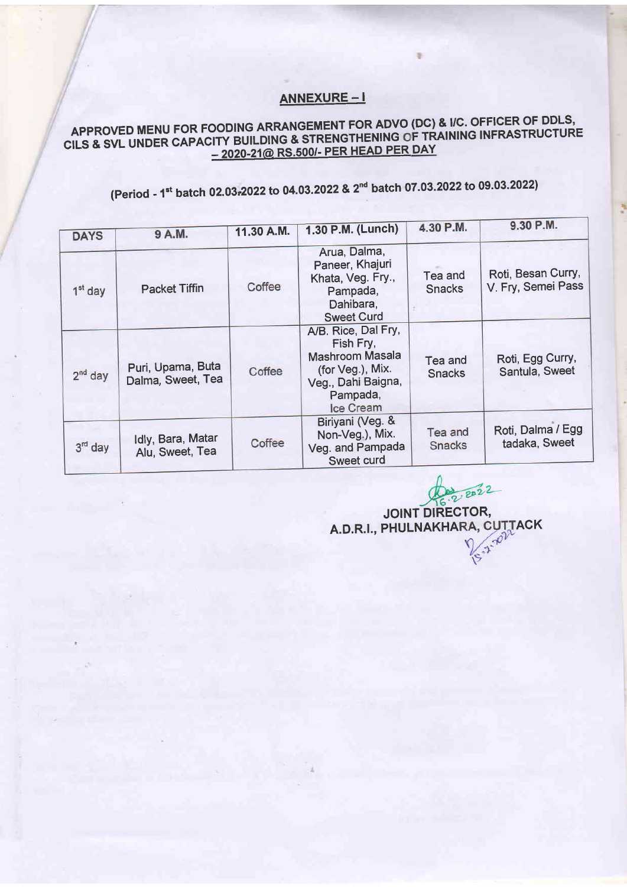## ANNEXURE – I

### APPROVED MENU FOR FOODING ARRANGEMENT FOR ADVO (DC) & I/C. OFFICER OF DDLS, CILS & SVL UNDER CAPACITY BUILDING & STRENGTHENING OF TRAINING INFRASTRUCTURE – 2020-21@ RS.500/- PER HEAD PER DAY

(Period - 1st batch 02.03.2022 to 04.03.2022 & 2nd batch 07.03.2022 to 09.03.2022)

| DAYS | 9 A.M. | 11.30 A.M. | 1.30 P.M. (Lunch) | 4.30 P.M. | 9.30 P.M. |
|---|---|---|---|---|---|
| 1st day | Packet Tiffin | Coffee | Arua, Dalma, Paneer, Khajuri Khata, Veg. Fry., Pampada, Dahibara, Sweet Curd | Tea and Snacks | Roti, Besan Curry, V. Fry, Semei Pass |
| 2nd day | Puri, Upama, Buta Dalma, Sweet, Tea | Coffee | A/B. Rice, Dal Fry, Fish Fry, Mashroom Masala (for Veg.), Mix. Veg., Dahi Baigna, Pampada, Ice Cream | Tea and Snacks | Roti, Egg Curry, Santula, Sweet |
| 3rd day | Idly, Bara, Matar Alu, Sweet, Tea | Coffee | Biriyani (Veg. & Non-Veg.), Mix. Veg. and Pampada Sweet curd | Tea and Snacks | Roti, Dalma / Egg tadaka, Sweet |

16.2.2022

JOINT DIRECTOR,
A.D.R.I., PHULNAKHARA, CUTTACK

15.2.2022